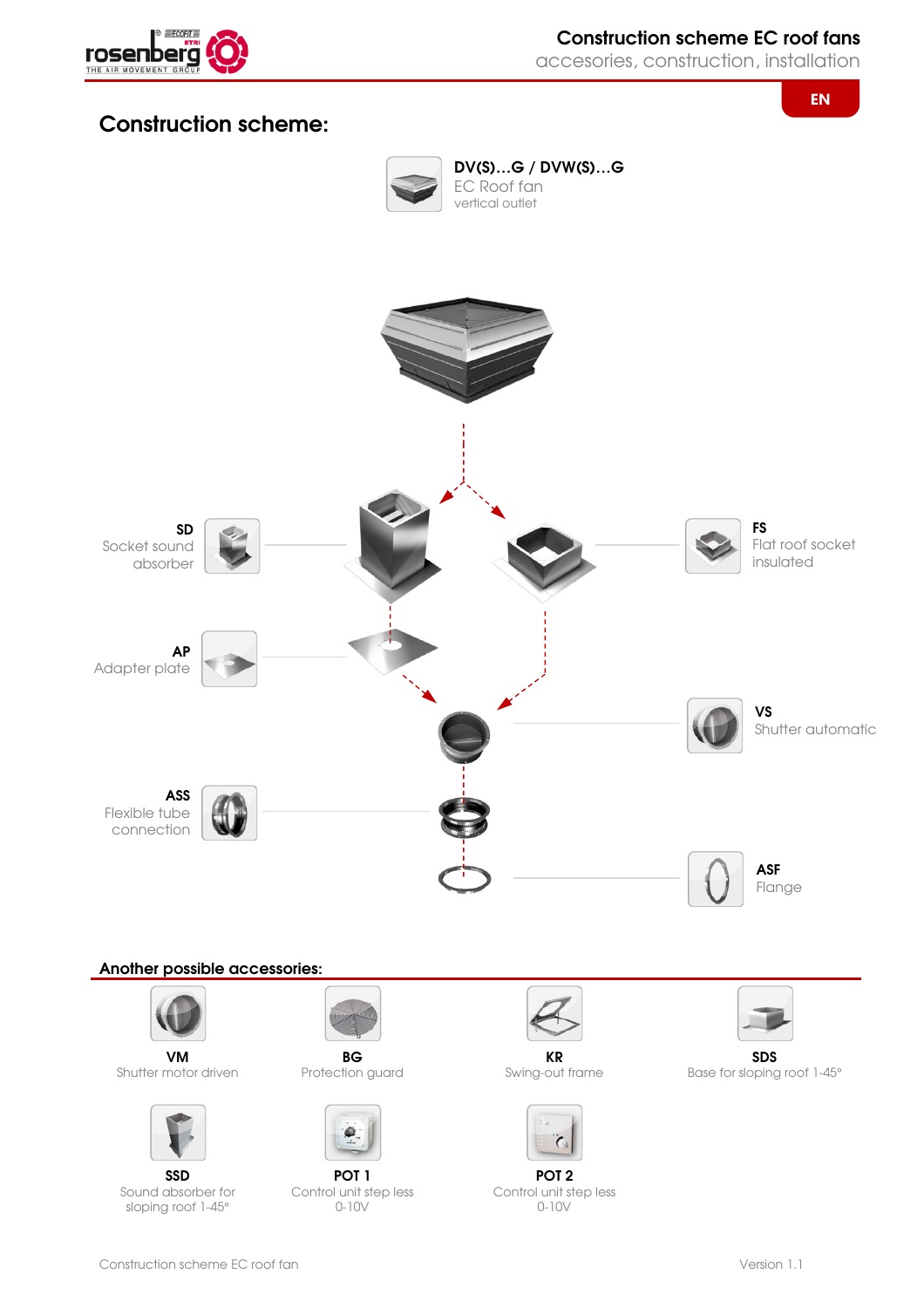# Construction scheme EC roof fans

accesories, construction, installation

EN

## Construction scheme:

**DV(S)…G / DVW(S)…G**
EC Roof fan
vertical outlet

**SD**
Socket sound absorber

**FS**
Flat roof socket insulated

**AP**
Adapter plate

**VS**
Shutter automatic

**ASS**
Flexible tube connection

**ASF**
Flange

## Another possible accessories:

**VM**
Shutter motor driven

**BG**
Protection guard

**KR**
Swing-out frame

**SDS**
Base for sloping roof 1-45°

**SSD**
Sound absorber for sloping roof 1-45°

**POT 1**
Control unit step less 0-10V

**POT 2**
Control unit step less 0-10V

Construction scheme EC roof fan

Version 1.1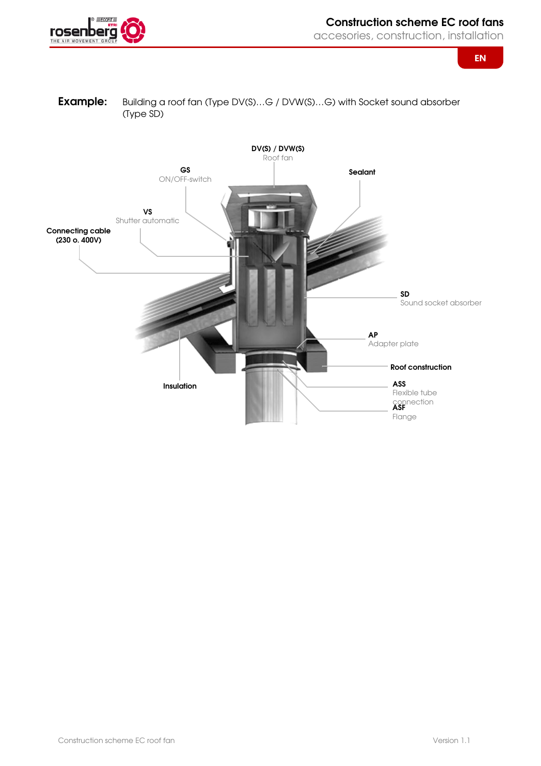**Example:** Building a roof fan (Type DV(S)…G / DVW(S)…G) with Socket sound absorber (Type SD)

**DV(S) / DVW(S)**
Roof fan

**GS**
ON/OFF-switch

**Sealant**

**VS**
Shutter automatic

**Connecting cable (230 o. 400V)**

**SD**
Sound socket absorber

**AP**
Adapter plate

**Roof construction**

**Insulation**

**ASS**
Flexible tube connection

**ASF**
Flange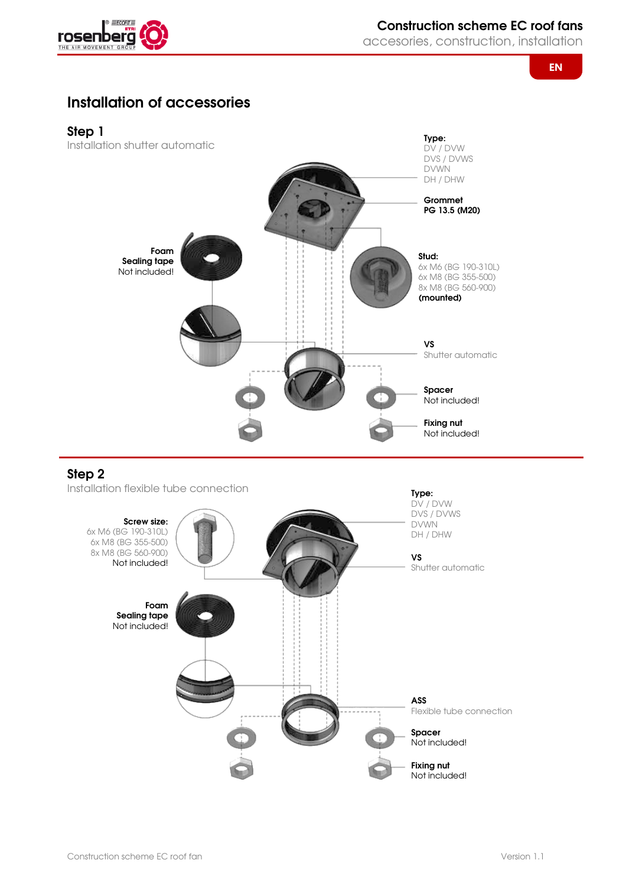EN

# Installation of accessories

## Step 1

Installation shutter automatic

**Type:**
DV / DVW
DVS / DVWS
DVWN
DH / DHW

**Grommet**
**PG 13.5 (M20)**

**Foam**
**Sealing tape**
Not included!

**Stud:**
6x M6 (BG 190-310L)
6x M8 (BG 355-500)
8x M8 (BG 560-900)
**(mounted)**

**VS**
Shutter automatic

**Spacer**
Not included!

**Fixing nut**
Not included!

## Step 2

Installation flexible tube connection

**Type:**
DV / DVW
DVS / DVWS
DVWN
DH / DHW

**Screw size:**
6x M6 (BG 190-310L)
6x M8 (BG 355-500)
8x M8 (BG 560-900)
Not included!

**VS**
Shutter automatic

**Foam**
**Sealing tape**
Not included!

**ASS**
Flexible tube connection

**Spacer**
Not included!

**Fixing nut**
Not included!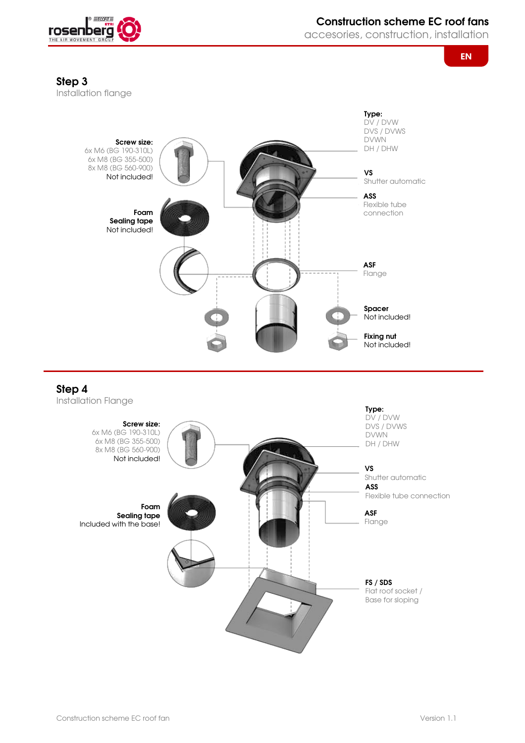## Step 3

Installation flange

**Screw size:**
6x M6 (BG 190-310L)
6x M8 (BG 355-500)
8x M8 (BG 560-900)
Not included!

**Foam Sealing tape**
Not included!

**Type:**
DV / DVW
DVS / DVWS
DVWN
DH / DHW

**VS**
Shutter automatic

**ASS**
Flexible tube connection

**ASF**
Flange

**Spacer**
Not included!

**Fixing nut**
Not included!

## Step 4

Installation Flange

**Screw size:**
6x M6 (BG 190-310L)
6x M8 (BG 355-500)
8x M8 (BG 560-900)
Not included!

**Foam Sealing tape**
Included with the base!

**Type:**
DV / DVW
DVS / DVWS
DVWN
DH / DHW

**VS**
Shutter automatic

**ASS**
Flexible tube connection

**ASF**
Flange

**FS / SDS**
Flat roof socket / Base for sloping